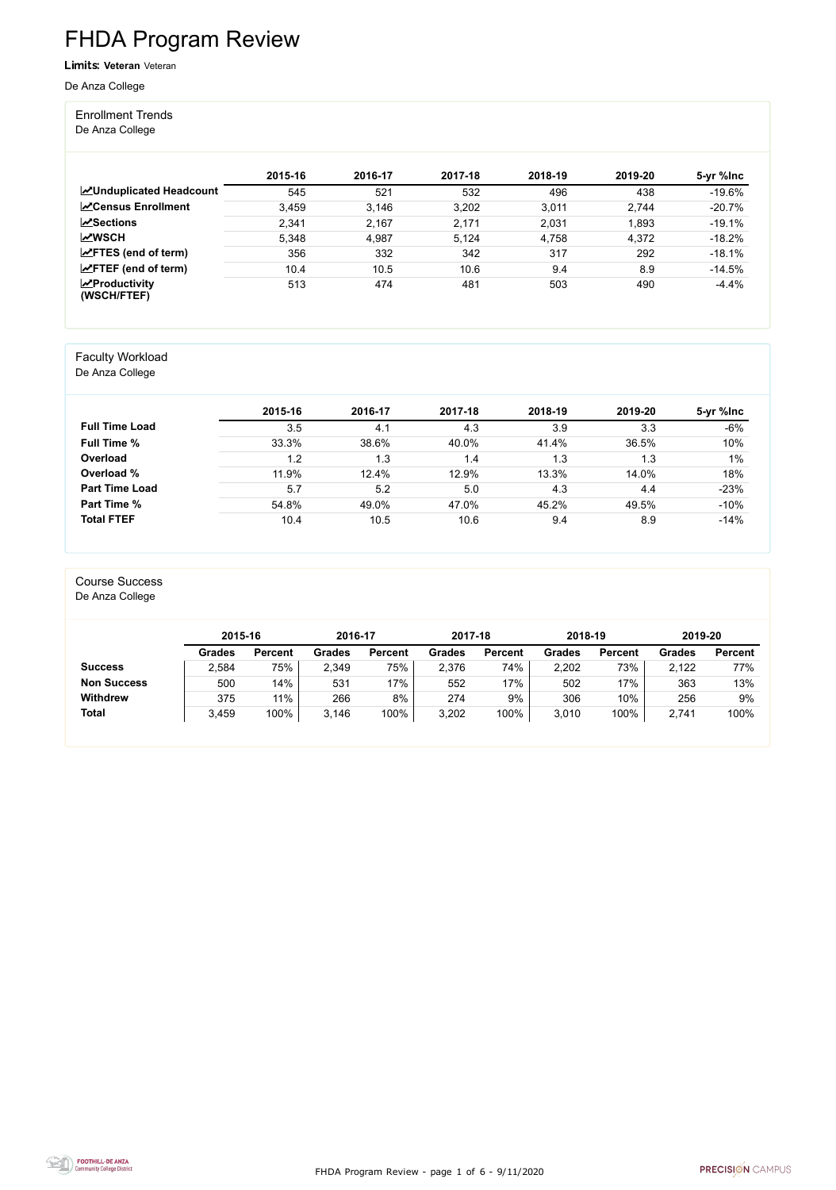# FHDA Program Review

**Limits:** **Veteran** Veteran

De Anza College

## Enrollment Trends

De Anza College

| | 2015-16 | 2016-17 | 2017-18 | 2018-19 | 2019-20 | 5-yr %Inc |
|---|---|---|---|---|---|---|
| **Unduplicated Headcount** | 545 | 521 | 532 | 496 | 438 | -19.6% |
| **Census Enrollment** | 3,459 | 3,146 | 3,202 | 3,011 | 2,744 | -20.7% |
| **Sections** | 2,341 | 2,167 | 2,171 | 2,031 | 1,893 | -19.1% |
| **WSCH** | 5,348 | 4,987 | 5,124 | 4,758 | 4,372 | -18.2% |
| **FTES (end of term)** | 356 | 332 | 342 | 317 | 292 | -18.1% |
| **FTEF (end of term)** | 10.4 | 10.5 | 10.6 | 9.4 | 8.9 | -14.5% |
| **Productivity (WSCH/FTEF)** | 513 | 474 | 481 | 503 | 490 | -4.4% |

## Faculty Workload

De Anza College

| | 2015-16 | 2016-17 | 2017-18 | 2018-19 | 2019-20 | 5-yr %Inc |
|---|---|---|---|---|---|---|
| **Full Time Load** | 3.5 | 4.1 | 4.3 | 3.9 | 3.3 | -6% |
| **Full Time %** | 33.3% | 38.6% | 40.0% | 41.4% | 36.5% | 10% |
| **Overload** | 1.2 | 1.3 | 1.4 | 1.3 | 1.3 | 1% |
| **Overload %** | 11.9% | 12.4% | 12.9% | 13.3% | 14.0% | 18% |
| **Part Time Load** | 5.7 | 5.2 | 5.0 | 4.3 | 4.4 | -23% |
| **Part Time %** | 54.8% | 49.0% | 47.0% | 45.2% | 49.5% | -10% |
| **Total FTEF** | 10.4 | 10.5 | 10.6 | 9.4 | 8.9 | -14% |

## Course Success

De Anza College

| | 2015-16 | | 2016-17 | | 2017-18 | | 2018-19 | | 2019-20 | |
|---|---|---|---|---|---|---|---|---|---|---|
| | **Grades** | **Percent** | **Grades** | **Percent** | **Grades** | **Percent** | **Grades** | **Percent** | **Grades** | **Percent** |
| **Success** | 2,584 | 75% | 2,349 | 75% | 2,376 | 74% | 2,202 | 73% | 2,122 | 77% |
| **Non Success** | 500 | 14% | 531 | 17% | 552 | 17% | 502 | 17% | 363 | 13% |
| **Withdrew** | 375 | 11% | 266 | 8% | 274 | 9% | 306 | 10% | 256 | 9% |
| **Total** | 3,459 | 100% | 3,146 | 100% | 3,202 | 100% | 3,010 | 100% | 2,741 | 100% |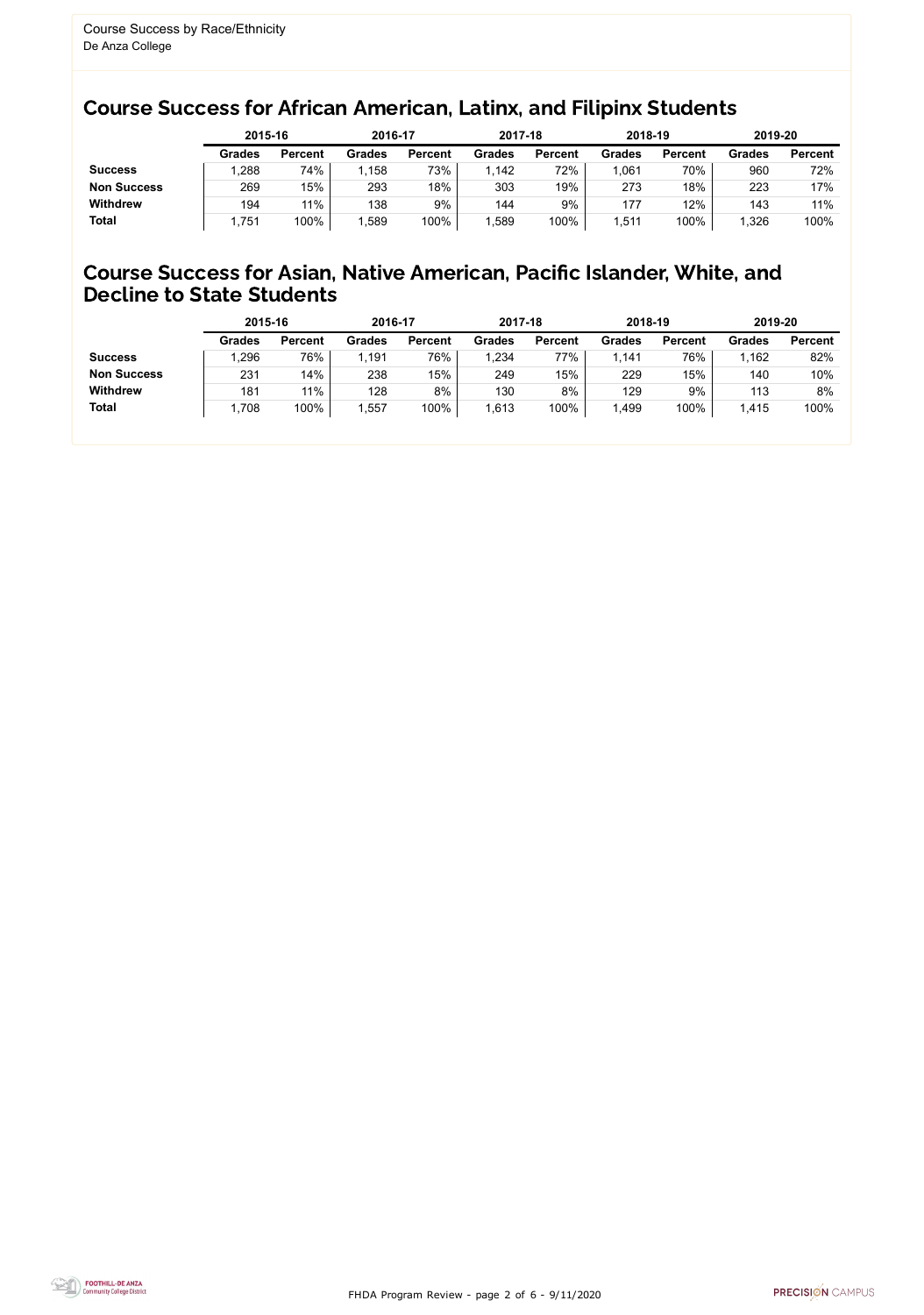Course Success by Race/Ethnicity
De Anza College

## Course Success for African American, Latinx, and Filipinx Students

| | 2015-16 | | 2016-17 | | 2017-18 | | 2018-19 | | 2019-20 | |
|---|---|---|---|---|---|---|---|---|---|---|
| | **Grades** | **Percent** | **Grades** | **Percent** | **Grades** | **Percent** | **Grades** | **Percent** | **Grades** | **Percent** |
| **Success** | 1,288 | 74% | 1,158 | 73% | 1,142 | 72% | 1,061 | 70% | 960 | 72% |
| **Non Success** | 269 | 15% | 293 | 18% | 303 | 19% | 273 | 18% | 223 | 17% |
| **Withdrew** | 194 | 11% | 138 | 9% | 144 | 9% | 177 | 12% | 143 | 11% |
| **Total** | 1,751 | 100% | 1,589 | 100% | 1,589 | 100% | 1,511 | 100% | 1,326 | 100% |

## Course Success for Asian, Native American, Pacific Islander, White, and Decline to State Students

| | 2015-16 | | 2016-17 | | 2017-18 | | 2018-19 | | 2019-20 | |
|---|---|---|---|---|---|---|---|---|---|---|
| | **Grades** | **Percent** | **Grades** | **Percent** | **Grades** | **Percent** | **Grades** | **Percent** | **Grades** | **Percent** |
| **Success** | 1,296 | 76% | 1,191 | 76% | 1,234 | 77% | 1,141 | 76% | 1,162 | 82% |
| **Non Success** | 231 | 14% | 238 | 15% | 249 | 15% | 229 | 15% | 140 | 10% |
| **Withdrew** | 181 | 11% | 128 | 8% | 130 | 8% | 129 | 9% | 113 | 8% |
| **Total** | 1,708 | 100% | 1,557 | 100% | 1,613 | 100% | 1,499 | 100% | 1,415 | 100% |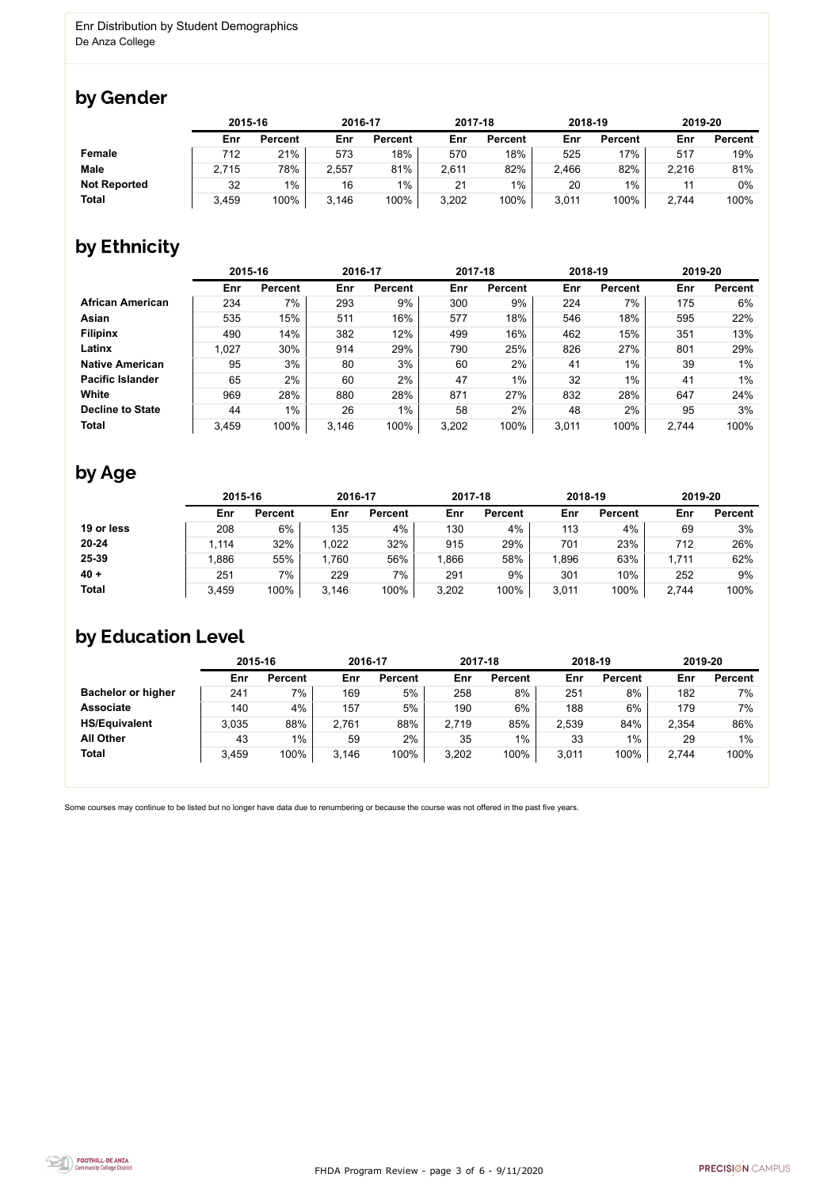Enr Distribution by Student Demographics
De Anza College

## by Gender

| | 2015-16 | | 2016-17 | | 2017-18 | | 2018-19 | | 2019-20 | |
|---|---|---|---|---|---|---|---|---|---|---|
| | Enr | Percent | Enr | Percent | Enr | Percent | Enr | Percent | Enr | Percent |
| **Female** | 712 | 21% | 573 | 18% | 570 | 18% | 525 | 17% | 517 | 19% |
| **Male** | 2,715 | 78% | 2,557 | 81% | 2,611 | 82% | 2,466 | 82% | 2,216 | 81% |
| **Not Reported** | 32 | 1% | 16 | 1% | 21 | 1% | 20 | 1% | 11 | 0% |
| **Total** | 3,459 | 100% | 3,146 | 100% | 3,202 | 100% | 3,011 | 100% | 2,744 | 100% |

## by Ethnicity

| | 2015-16 | | 2016-17 | | 2017-18 | | 2018-19 | | 2019-20 | |
|---|---|---|---|---|---|---|---|---|---|---|
| | Enr | Percent | Enr | Percent | Enr | Percent | Enr | Percent | Enr | Percent |
| **African American** | 234 | 7% | 293 | 9% | 300 | 9% | 224 | 7% | 175 | 6% |
| **Asian** | 535 | 15% | 511 | 16% | 577 | 18% | 546 | 18% | 595 | 22% |
| **Filipinx** | 490 | 14% | 382 | 12% | 499 | 16% | 462 | 15% | 351 | 13% |
| **Latinx** | 1,027 | 30% | 914 | 29% | 790 | 25% | 826 | 27% | 801 | 29% |
| **Native American** | 95 | 3% | 80 | 3% | 60 | 2% | 41 | 1% | 39 | 1% |
| **Pacific Islander** | 65 | 2% | 60 | 2% | 47 | 1% | 32 | 1% | 41 | 1% |
| **White** | 969 | 28% | 880 | 28% | 871 | 27% | 832 | 28% | 647 | 24% |
| **Decline to State** | 44 | 1% | 26 | 1% | 58 | 2% | 48 | 2% | 95 | 3% |
| **Total** | 3,459 | 100% | 3,146 | 100% | 3,202 | 100% | 3,011 | 100% | 2,744 | 100% |

## by Age

| | 2015-16 | | 2016-17 | | 2017-18 | | 2018-19 | | 2019-20 | |
|---|---|---|---|---|---|---|---|---|---|---|
| | Enr | Percent | Enr | Percent | Enr | Percent | Enr | Percent | Enr | Percent |
| **19 or less** | 208 | 6% | 135 | 4% | 130 | 4% | 113 | 4% | 69 | 3% |
| **20-24** | 1,114 | 32% | 1,022 | 32% | 915 | 29% | 701 | 23% | 712 | 26% |
| **25-39** | 1,886 | 55% | 1,760 | 56% | 1,866 | 58% | 1,896 | 63% | 1,711 | 62% |
| **40 +** | 251 | 7% | 229 | 7% | 291 | 9% | 301 | 10% | 252 | 9% |
| **Total** | 3,459 | 100% | 3,146 | 100% | 3,202 | 100% | 3,011 | 100% | 2,744 | 100% |

## by Education Level

| | 2015-16 | | 2016-17 | | 2017-18 | | 2018-19 | | 2019-20 | |
|---|---|---|---|---|---|---|---|---|---|---|
| | Enr | Percent | Enr | Percent | Enr | Percent | Enr | Percent | Enr | Percent |
| **Bachelor or higher** | 241 | 7% | 169 | 5% | 258 | 8% | 251 | 8% | 182 | 7% |
| **Associate** | 140 | 4% | 157 | 5% | 190 | 6% | 188 | 6% | 179 | 7% |
| **HS/Equivalent** | 3,035 | 88% | 2,761 | 88% | 2,719 | 85% | 2,539 | 84% | 2,354 | 86% |
| **All Other** | 43 | 1% | 59 | 2% | 35 | 1% | 33 | 1% | 29 | 1% |
| **Total** | 3,459 | 100% | 3,146 | 100% | 3,202 | 100% | 3,011 | 100% | 2,744 | 100% |

Some courses may continue to be listed but no longer have data due to renumbering or because the course was not offered in the past five years.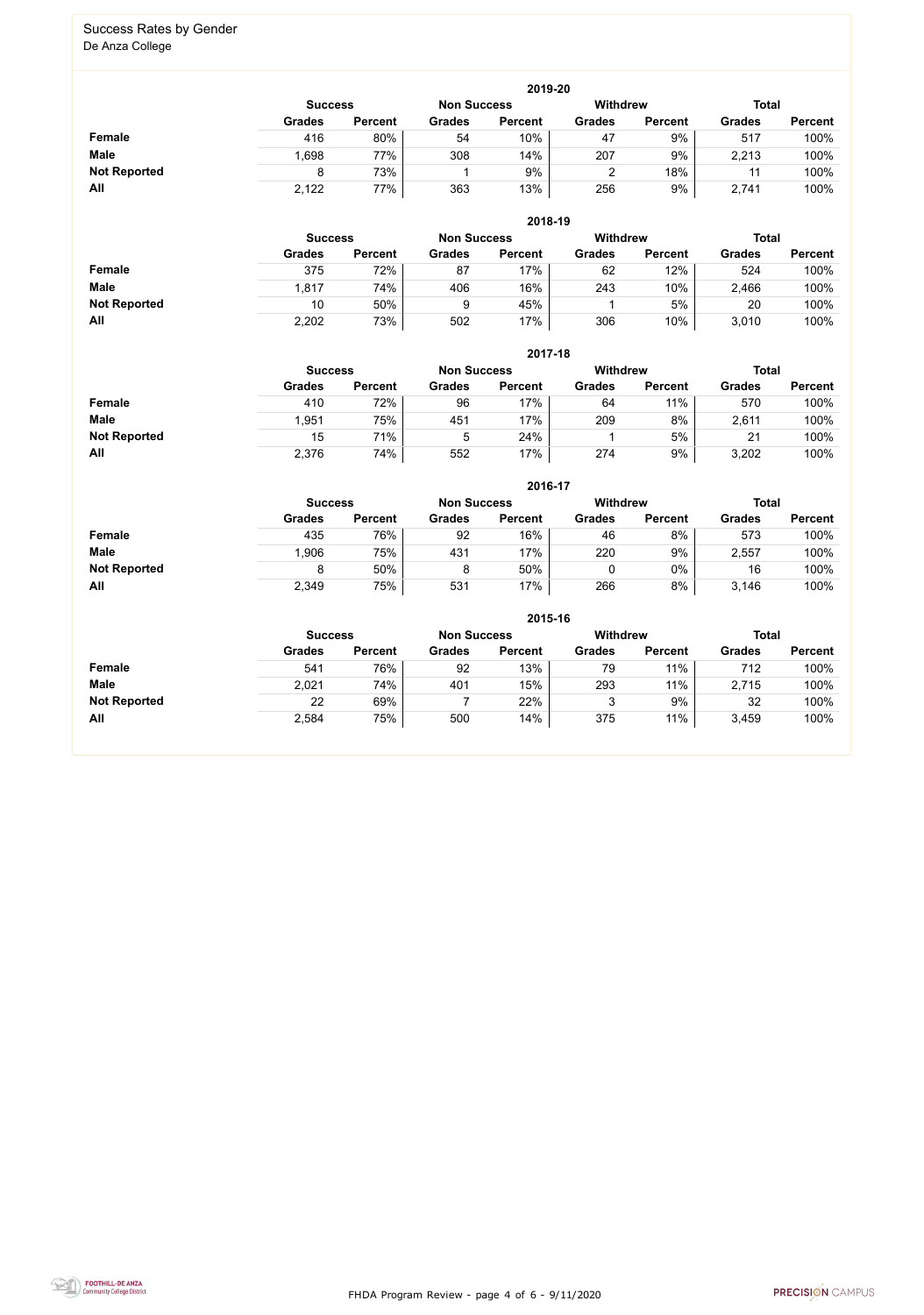## Success Rates by Gender

De Anza College

### 2019-20

| | Success | | Non Success | | Withdrew | | Total | |
|---|---|---|---|---|---|---|---|---|
| | Grades | Percent | Grades | Percent | Grades | Percent | Grades | Percent |
| **Female** | 416 | 80% | 54 | 10% | 47 | 9% | 517 | 100% |
| **Male** | 1,698 | 77% | 308 | 14% | 207 | 9% | 2,213 | 100% |
| **Not Reported** | 8 | 73% | 1 | 9% | 2 | 18% | 11 | 100% |
| **All** | 2,122 | 77% | 363 | 13% | 256 | 9% | 2,741 | 100% |

### 2018-19

| | Success | | Non Success | | Withdrew | | Total | |
|---|---|---|---|---|---|---|---|---|
| | Grades | Percent | Grades | Percent | Grades | Percent | Grades | Percent |
| **Female** | 375 | 72% | 87 | 17% | 62 | 12% | 524 | 100% |
| **Male** | 1,817 | 74% | 406 | 16% | 243 | 10% | 2,466 | 100% |
| **Not Reported** | 10 | 50% | 9 | 45% | 1 | 5% | 20 | 100% |
| **All** | 2,202 | 73% | 502 | 17% | 306 | 10% | 3,010 | 100% |

### 2017-18

| | Success | | Non Success | | Withdrew | | Total | |
|---|---|---|---|---|---|---|---|---|
| | Grades | Percent | Grades | Percent | Grades | Percent | Grades | Percent |
| **Female** | 410 | 72% | 96 | 17% | 64 | 11% | 570 | 100% |
| **Male** | 1,951 | 75% | 451 | 17% | 209 | 8% | 2,611 | 100% |
| **Not Reported** | 15 | 71% | 5 | 24% | 1 | 5% | 21 | 100% |
| **All** | 2,376 | 74% | 552 | 17% | 274 | 9% | 3,202 | 100% |

### 2016-17

| | Success | | Non Success | | Withdrew | | Total | |
|---|---|---|---|---|---|---|---|---|
| | Grades | Percent | Grades | Percent | Grades | Percent | Grades | Percent |
| **Female** | 435 | 76% | 92 | 16% | 46 | 8% | 573 | 100% |
| **Male** | 1,906 | 75% | 431 | 17% | 220 | 9% | 2,557 | 100% |
| **Not Reported** | 8 | 50% | 8 | 50% | 0 | 0% | 16 | 100% |
| **All** | 2,349 | 75% | 531 | 17% | 266 | 8% | 3,146 | 100% |

### 2015-16

| | Success | | Non Success | | Withdrew | | Total | |
|---|---|---|---|---|---|---|---|---|
| | Grades | Percent | Grades | Percent | Grades | Percent | Grades | Percent |
| **Female** | 541 | 76% | 92 | 13% | 79 | 11% | 712 | 100% |
| **Male** | 2,021 | 74% | 401 | 15% | 293 | 11% | 2,715 | 100% |
| **Not Reported** | 22 | 69% | 7 | 22% | 3 | 9% | 32 | 100% |
| **All** | 2,584 | 75% | 500 | 14% | 375 | 11% | 3,459 | 100% |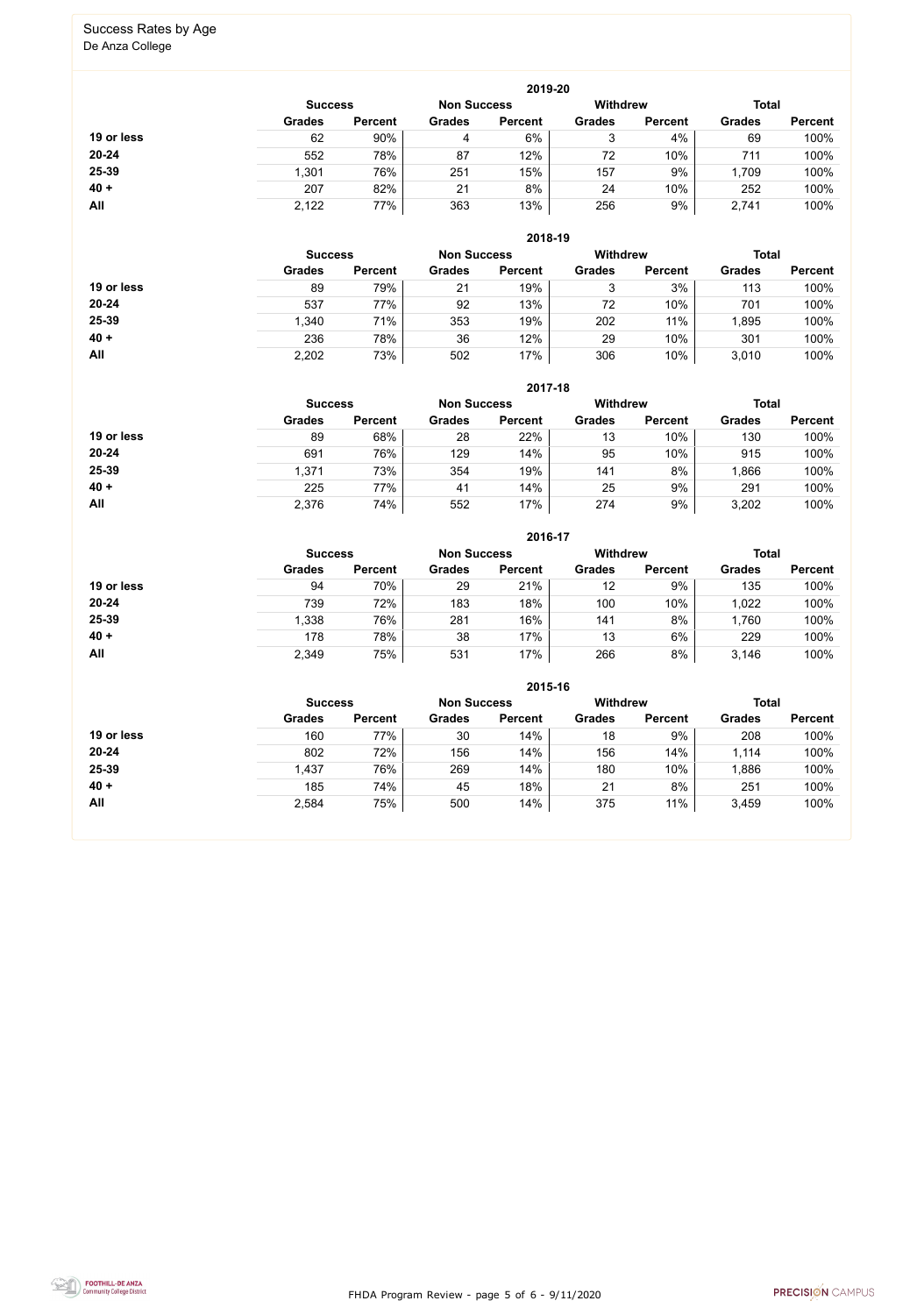## Success Rates by Age

De Anza College

### 2019-20

| | Success | | Non Success | | Withdrew | | Total | |
|---|---|---|---|---|---|---|---|---|
| | Grades | Percent | Grades | Percent | Grades | Percent | Grades | Percent |
| **19 or less** | 62 | 90% | 4 | 6% | 3 | 4% | 69 | 100% |
| **20-24** | 552 | 78% | 87 | 12% | 72 | 10% | 711 | 100% |
| **25-39** | 1,301 | 76% | 251 | 15% | 157 | 9% | 1,709 | 100% |
| **40 +** | 207 | 82% | 21 | 8% | 24 | 10% | 252 | 100% |
| **All** | 2,122 | 77% | 363 | 13% | 256 | 9% | 2,741 | 100% |

### 2018-19

| | Success | | Non Success | | Withdrew | | Total | |
|---|---|---|---|---|---|---|---|---|
| | Grades | Percent | Grades | Percent | Grades | Percent | Grades | Percent |
| **19 or less** | 89 | 79% | 21 | 19% | 3 | 3% | 113 | 100% |
| **20-24** | 537 | 77% | 92 | 13% | 72 | 10% | 701 | 100% |
| **25-39** | 1,340 | 71% | 353 | 19% | 202 | 11% | 1,895 | 100% |
| **40 +** | 236 | 78% | 36 | 12% | 29 | 10% | 301 | 100% |
| **All** | 2,202 | 73% | 502 | 17% | 306 | 10% | 3,010 | 100% |

### 2017-18

| | Success | | Non Success | | Withdrew | | Total | |
|---|---|---|---|---|---|---|---|---|
| | Grades | Percent | Grades | Percent | Grades | Percent | Grades | Percent |
| **19 or less** | 89 | 68% | 28 | 22% | 13 | 10% | 130 | 100% |
| **20-24** | 691 | 76% | 129 | 14% | 95 | 10% | 915 | 100% |
| **25-39** | 1,371 | 73% | 354 | 19% | 141 | 8% | 1,866 | 100% |
| **40 +** | 225 | 77% | 41 | 14% | 25 | 9% | 291 | 100% |
| **All** | 2,376 | 74% | 552 | 17% | 274 | 9% | 3,202 | 100% |

### 2016-17

| | Success | | Non Success | | Withdrew | | Total | |
|---|---|---|---|---|---|---|---|---|
| | Grades | Percent | Grades | Percent | Grades | Percent | Grades | Percent |
| **19 or less** | 94 | 70% | 29 | 21% | 12 | 9% | 135 | 100% |
| **20-24** | 739 | 72% | 183 | 18% | 100 | 10% | 1,022 | 100% |
| **25-39** | 1,338 | 76% | 281 | 16% | 141 | 8% | 1,760 | 100% |
| **40 +** | 178 | 78% | 38 | 17% | 13 | 6% | 229 | 100% |
| **All** | 2,349 | 75% | 531 | 17% | 266 | 8% | 3,146 | 100% |

### 2015-16

| | Success | | Non Success | | Withdrew | | Total | |
|---|---|---|---|---|---|---|---|---|
| | Grades | Percent | Grades | Percent | Grades | Percent | Grades | Percent |
| **19 or less** | 160 | 77% | 30 | 14% | 18 | 9% | 208 | 100% |
| **20-24** | 802 | 72% | 156 | 14% | 156 | 14% | 1,114 | 100% |
| **25-39** | 1,437 | 76% | 269 | 14% | 180 | 10% | 1,886 | 100% |
| **40 +** | 185 | 74% | 45 | 18% | 21 | 8% | 251 | 100% |
| **All** | 2,584 | 75% | 500 | 14% | 375 | 11% | 3,459 | 100% |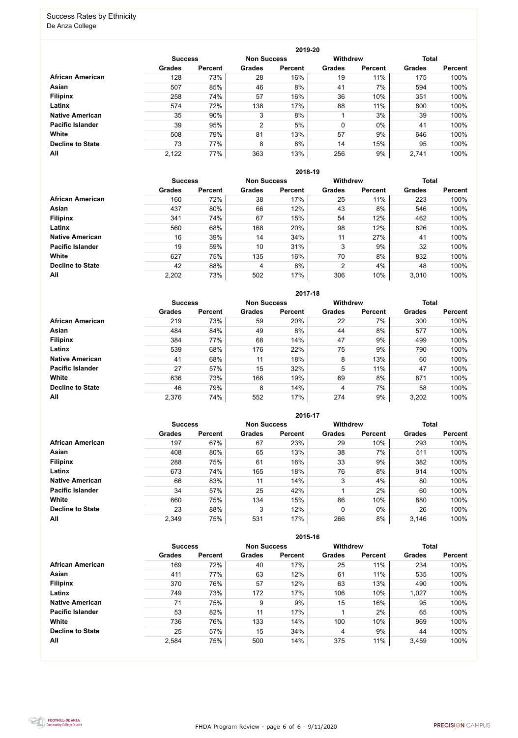# Success Rates by Ethnicity
De Anza College

## 2019-20

| | Success | | Non Success | | Withdrew | | Total | |
|---|---|---|---|---|---|---|---|---|
| | Grades | Percent | Grades | Percent | Grades | Percent | Grades | Percent |
| **African American** | 128 | 73% | 28 | 16% | 19 | 11% | 175 | 100% |
| **Asian** | 507 | 85% | 46 | 8% | 41 | 7% | 594 | 100% |
| **Filipinx** | 258 | 74% | 57 | 16% | 36 | 10% | 351 | 100% |
| **Latinx** | 574 | 72% | 138 | 17% | 88 | 11% | 800 | 100% |
| **Native American** | 35 | 90% | 3 | 8% | 1 | 3% | 39 | 100% |
| **Pacific Islander** | 39 | 95% | 2 | 5% | 0 | 0% | 41 | 100% |
| **White** | 508 | 79% | 81 | 13% | 57 | 9% | 646 | 100% |
| **Decline to State** | 73 | 77% | 8 | 8% | 14 | 15% | 95 | 100% |
| **All** | 2,122 | 77% | 363 | 13% | 256 | 9% | 2,741 | 100% |

## 2018-19

| | Success | | Non Success | | Withdrew | | Total | |
|---|---|---|---|---|---|---|---|---|
| | Grades | Percent | Grades | Percent | Grades | Percent | Grades | Percent |
| **African American** | 160 | 72% | 38 | 17% | 25 | 11% | 223 | 100% |
| **Asian** | 437 | 80% | 66 | 12% | 43 | 8% | 546 | 100% |
| **Filipinx** | 341 | 74% | 67 | 15% | 54 | 12% | 462 | 100% |
| **Latinx** | 560 | 68% | 168 | 20% | 98 | 12% | 826 | 100% |
| **Native American** | 16 | 39% | 14 | 34% | 11 | 27% | 41 | 100% |
| **Pacific Islander** | 19 | 59% | 10 | 31% | 3 | 9% | 32 | 100% |
| **White** | 627 | 75% | 135 | 16% | 70 | 8% | 832 | 100% |
| **Decline to State** | 42 | 88% | 4 | 8% | 2 | 4% | 48 | 100% |
| **All** | 2,202 | 73% | 502 | 17% | 306 | 10% | 3,010 | 100% |

## 2017-18

| | Success | | Non Success | | Withdrew | | Total | |
|---|---|---|---|---|---|---|---|---|
| | Grades | Percent | Grades | Percent | Grades | Percent | Grades | Percent |
| **African American** | 219 | 73% | 59 | 20% | 22 | 7% | 300 | 100% |
| **Asian** | 484 | 84% | 49 | 8% | 44 | 8% | 577 | 100% |
| **Filipinx** | 384 | 77% | 68 | 14% | 47 | 9% | 499 | 100% |
| **Latinx** | 539 | 68% | 176 | 22% | 75 | 9% | 790 | 100% |
| **Native American** | 41 | 68% | 11 | 18% | 8 | 13% | 60 | 100% |
| **Pacific Islander** | 27 | 57% | 15 | 32% | 5 | 11% | 47 | 100% |
| **White** | 636 | 73% | 166 | 19% | 69 | 8% | 871 | 100% |
| **Decline to State** | 46 | 79% | 8 | 14% | 4 | 7% | 58 | 100% |
| **All** | 2,376 | 74% | 552 | 17% | 274 | 9% | 3,202 | 100% |

## 2016-17

| | Success | | Non Success | | Withdrew | | Total | |
|---|---|---|---|---|---|---|---|---|
| | Grades | Percent | Grades | Percent | Grades | Percent | Grades | Percent |
| **African American** | 197 | 67% | 67 | 23% | 29 | 10% | 293 | 100% |
| **Asian** | 408 | 80% | 65 | 13% | 38 | 7% | 511 | 100% |
| **Filipinx** | 288 | 75% | 61 | 16% | 33 | 9% | 382 | 100% |
| **Latinx** | 673 | 74% | 165 | 18% | 76 | 8% | 914 | 100% |
| **Native American** | 66 | 83% | 11 | 14% | 3 | 4% | 80 | 100% |
| **Pacific Islander** | 34 | 57% | 25 | 42% | 1 | 2% | 60 | 100% |
| **White** | 660 | 75% | 134 | 15% | 86 | 10% | 880 | 100% |
| **Decline to State** | 23 | 88% | 3 | 12% | 0 | 0% | 26 | 100% |
| **All** | 2,349 | 75% | 531 | 17% | 266 | 8% | 3,146 | 100% |

## 2015-16

| | Success | | Non Success | | Withdrew | | Total | |
|---|---|---|---|---|---|---|---|---|
| | Grades | Percent | Grades | Percent | Grades | Percent | Grades | Percent |
| **African American** | 169 | 72% | 40 | 17% | 25 | 11% | 234 | 100% |
| **Asian** | 411 | 77% | 63 | 12% | 61 | 11% | 535 | 100% |
| **Filipinx** | 370 | 76% | 57 | 12% | 63 | 13% | 490 | 100% |
| **Latinx** | 749 | 73% | 172 | 17% | 106 | 10% | 1,027 | 100% |
| **Native American** | 71 | 75% | 9 | 9% | 15 | 16% | 95 | 100% |
| **Pacific Islander** | 53 | 82% | 11 | 17% | 1 | 2% | 65 | 100% |
| **White** | 736 | 76% | 133 | 14% | 100 | 10% | 969 | 100% |
| **Decline to State** | 25 | 57% | 15 | 34% | 4 | 9% | 44 | 100% |
| **All** | 2,584 | 75% | 500 | 14% | 375 | 11% | 3,459 | 100% |